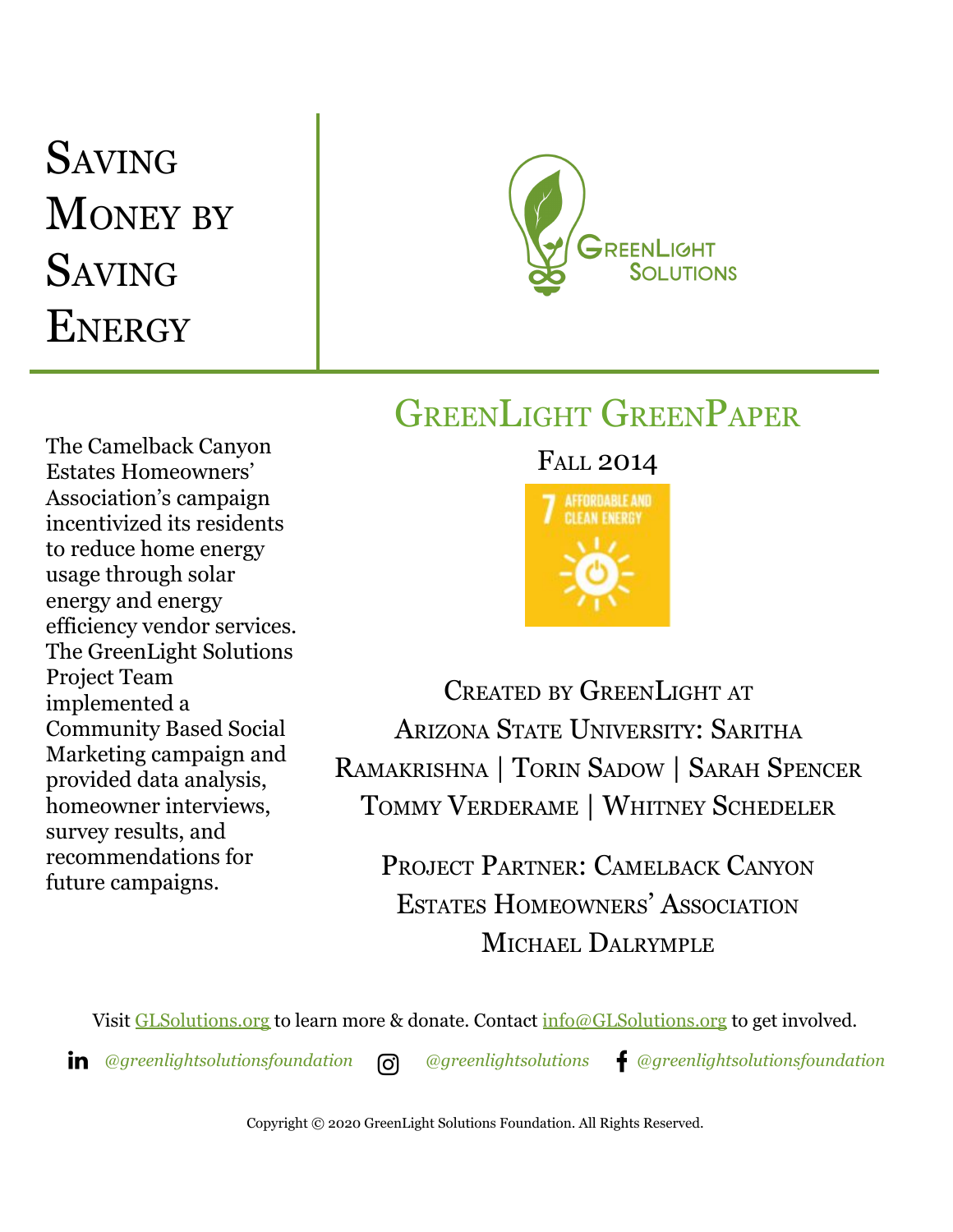# Saving Money by Saving Energy

GreenLight Solutions

## GreenLight GreenPaper

Fall 2014

7 AFFORDABLE AND CLEAN ENERGY

The Camelback Canyon Estates Homeowners' Association's campaign incentivized its residents to reduce home energy usage through solar energy and energy efficiency vendor services. The GreenLight Solutions Project Team implemented a Community Based Social Marketing campaign and provided data analysis, homeowner interviews, survey results, and recommendations for future campaigns.

Created by GreenLight at Arizona State University: Saritha Ramakrishna | Torin Sadow | Sarah Spencer
Tommy Verderame | Whitney Schedeler

Project Partner: Camelback Canyon Estates Homeowners' Association
Michael Dalrymple

Visit [GLSolutions.org](GLSolutions.org) to learn more & donate. Contact [info@GLSolutions.org](mailto:info@GLSolutions.org) to get involved.

*@greenlightsolutionsfoundation* *@greenlightsolutions* *@greenlightsolutionsfoundation*

Copyright © 2020 GreenLight Solutions Foundation. All Rights Reserved.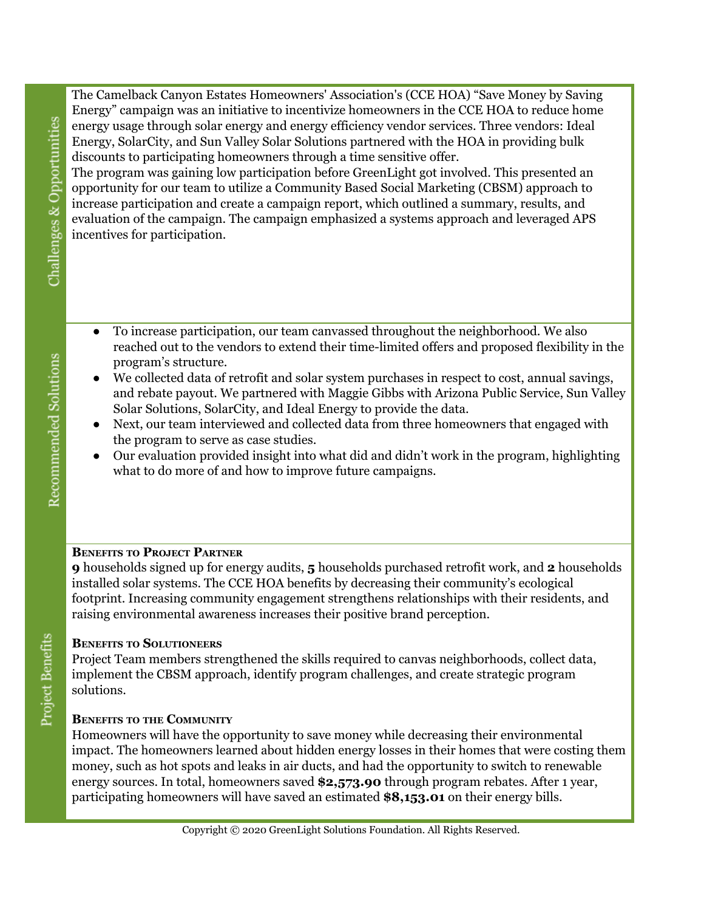## Challenges & Opportunities

The Camelback Canyon Estates Homeowners' Association's (CCE HOA) "Save Money by Saving Energy" campaign was an initiative to incentivize homeowners in the CCE HOA to reduce home energy usage through solar energy and energy efficiency vendor services. Three vendors: Ideal Energy, SolarCity, and Sun Valley Solar Solutions partnered with the HOA in providing bulk discounts to participating homeowners through a time sensitive offer.

The program was gaining low participation before GreenLight got involved. This presented an opportunity for our team to utilize a Community Based Social Marketing (CBSM) approach to increase participation and create a campaign report, which outlined a summary, results, and evaluation of the campaign. The campaign emphasized a systems approach and leveraged APS incentives for participation.

## Recommended Solutions

- To increase participation, our team canvassed throughout the neighborhood. We also reached out to the vendors to extend their time-limited offers and proposed flexibility in the program's structure.
- We collected data of retrofit and solar system purchases in respect to cost, annual savings, and rebate payout. We partnered with Maggie Gibbs with Arizona Public Service, Sun Valley Solar Solutions, SolarCity, and Ideal Energy to provide the data.
- Next, our team interviewed and collected data from three homeowners that engaged with the program to serve as case studies.
- Our evaluation provided insight into what did and didn't work in the program, highlighting what to do more of and how to improve future campaigns.

## Project Benefits

### Benefits to Project Partner

**9** households signed up for energy audits, **5** households purchased retrofit work, and **2** households installed solar systems. The CCE HOA benefits by decreasing their community's ecological footprint. Increasing community engagement strengthens relationships with their residents, and raising environmental awareness increases their positive brand perception.

### Benefits to Solutioneers

Project Team members strengthened the skills required to canvas neighborhoods, collect data, implement the CBSM approach, identify program challenges, and create strategic program solutions.

### Benefits to the Community

Homeowners will have the opportunity to save money while decreasing their environmental impact. The homeowners learned about hidden energy losses in their homes that were costing them money, such as hot spots and leaks in air ducts, and had the opportunity to switch to renewable energy sources. In total, homeowners saved **$2,573.90** through program rebates. After 1 year, participating homeowners will have saved an estimated **$8,153.01** on their energy bills.

Copyright © 2020 GreenLight Solutions Foundation. All Rights Reserved.